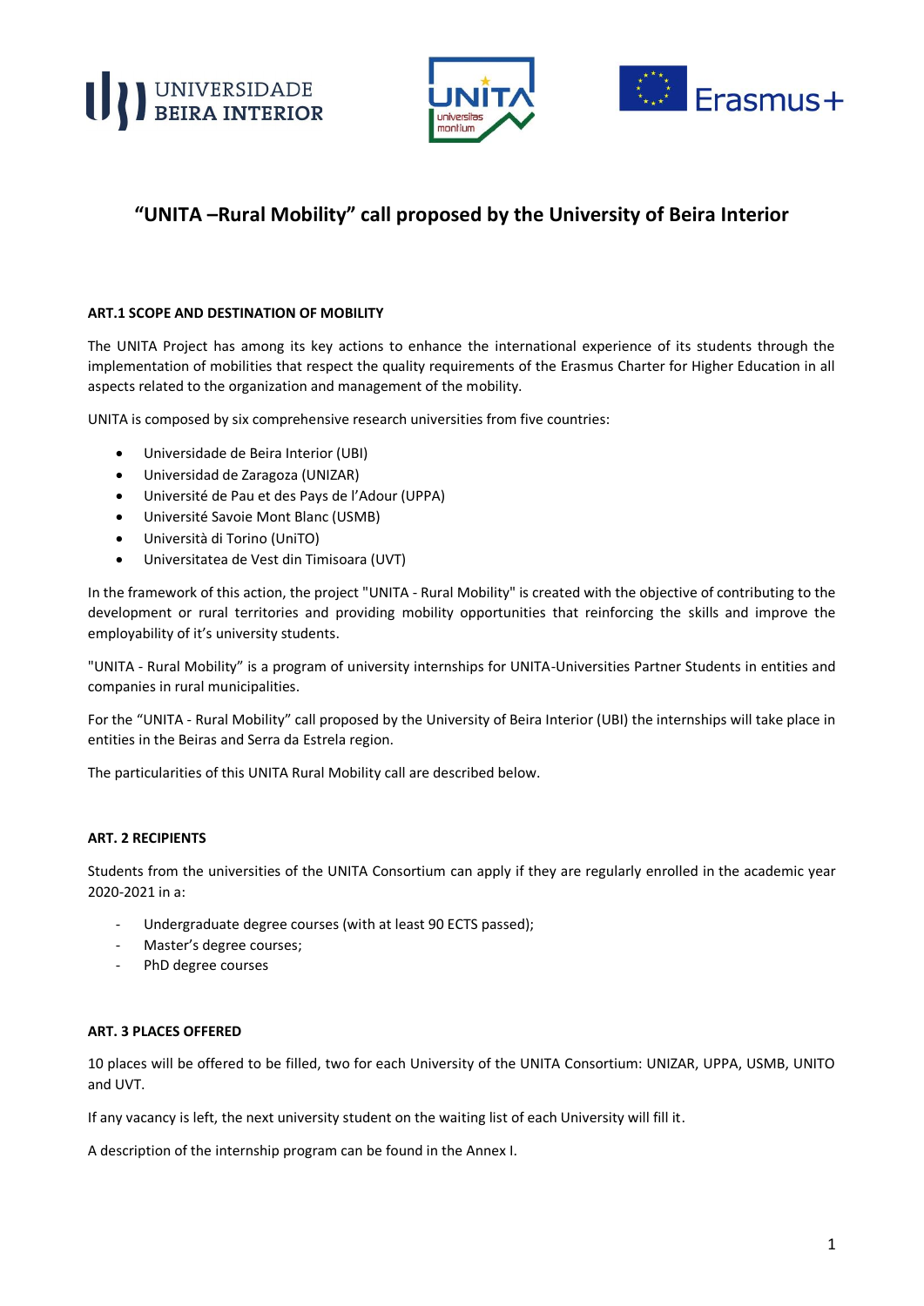# "UNITA –Rural Mobility" call proposed by the University of Beira Interior

## ART.1 SCOPE AND DESTINATION OF MOBILITY

The UNITA Project has among its key actions to enhance the international experience of its students through the implementation of mobilities that respect the quality requirements of the Erasmus Charter for Higher Education in all aspects related to the organization and management of the mobility.

UNITA is composed by six comprehensive research universities from five countries:

- Universidade de Beira Interior (UBI)
- Universidad de Zaragoza (UNIZAR)
- Université de Pau et des Pays de l'Adour (UPPA)
- Université Savoie Mont Blanc (USMB)
- Università di Torino (UniTO)
- Universitatea de Vest din Timisoara (UVT)

In the framework of this action, the project "UNITA - Rural Mobility" is created with the objective of contributing to the development or rural territories and providing mobility opportunities that reinforcing the skills and improve the employability of it's university students.

"UNITA - Rural Mobility" is a program of university internships for UNITA-Universities Partner Students in entities and companies in rural municipalities.

For the "UNITA - Rural Mobility" call proposed by the University of Beira Interior (UBI) the internships will take place in entities in the Beiras and Serra da Estrela region.

The particularities of this UNITA Rural Mobility call are described below.

## ART. 2 RECIPIENTS

Students from the universities of the UNITA Consortium can apply if they are regularly enrolled in the academic year 2020-2021 in a:

- Undergraduate degree courses (with at least 90 ECTS passed);
- Master's degree courses;
- PhD degree courses

## ART. 3 PLACES OFFERED

10 places will be offered to be filled, two for each University of the UNITA Consortium: UNIZAR, UPPA, USMB, UNITO and UVT.

If any vacancy is left, the next university student on the waiting list of each University will fill it.

A description of the internship program can be found in the Annex I.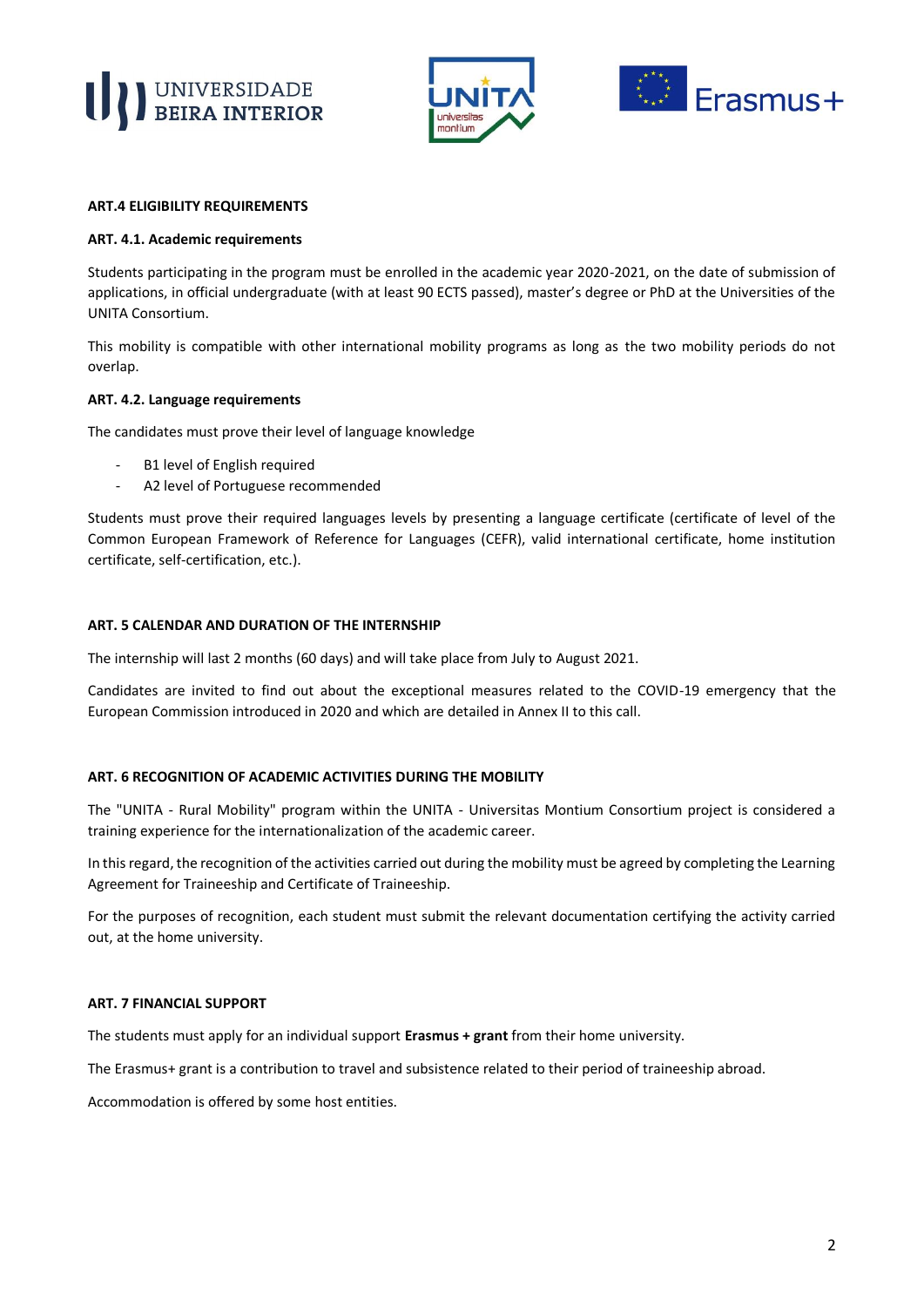## ART.4 ELIGIBILITY REQUIREMENTS

### ART. 4.1. Academic requirements

Students participating in the program must be enrolled in the academic year 2020-2021, on the date of submission of applications, in official undergraduate (with at least 90 ECTS passed), master's degree or PhD at the Universities of the UNITA Consortium.

This mobility is compatible with other international mobility programs as long as the two mobility periods do not overlap.

### ART. 4.2. Language requirements

The candidates must prove their level of language knowledge

- B1 level of English required
- A2 level of Portuguese recommended

Students must prove their required languages levels by presenting a language certificate (certificate of level of the Common European Framework of Reference for Languages (CEFR), valid international certificate, home institution certificate, self-certification, etc.).

## ART. 5 CALENDAR AND DURATION OF THE INTERNSHIP

The internship will last 2 months (60 days) and will take place from July to August 2021.

Candidates are invited to find out about the exceptional measures related to the COVID-19 emergency that the European Commission introduced in 2020 and which are detailed in Annex II to this call.

## ART. 6 RECOGNITION OF ACADEMIC ACTIVITIES DURING THE MOBILITY

The "UNITA - Rural Mobility" program within the UNITA - Universitas Montium Consortium project is considered a training experience for the internationalization of the academic career.

In this regard, the recognition of the activities carried out during the mobility must be agreed by completing the Learning Agreement for Traineeship and Certificate of Traineeship.

For the purposes of recognition, each student must submit the relevant documentation certifying the activity carried out, at the home university.

## ART. 7 FINANCIAL SUPPORT

The students must apply for an individual support **Erasmus + grant** from their home university.

The Erasmus+ grant is a contribution to travel and subsistence related to their period of traineeship abroad.

Accommodation is offered by some host entities.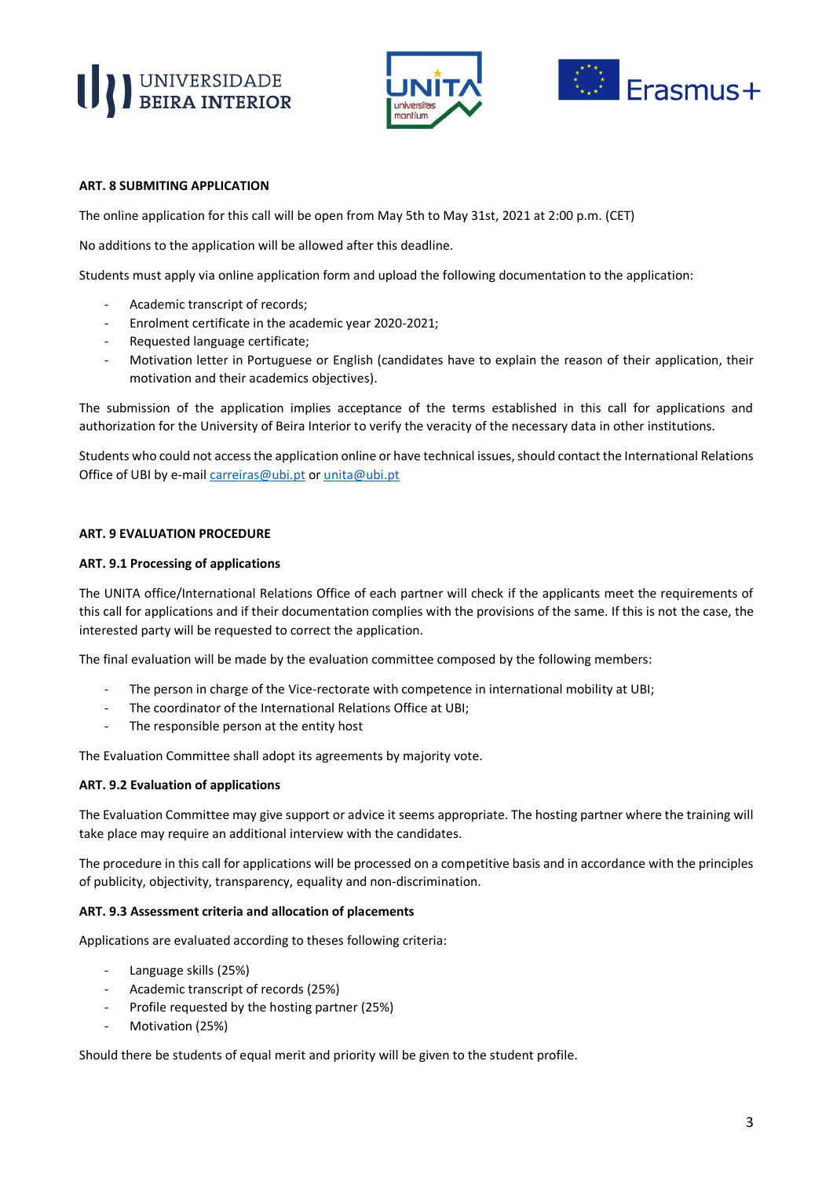**ART. 8 SUBMITING APPLICATION**

The online application for this call will be open from May 5th to May 31st, 2021 at 2:00 p.m. (CET)

No additions to the application will be allowed after this deadline.

Students must apply via online application form and upload the following documentation to the application:

- Academic transcript of records;
- Enrolment certificate in the academic year 2020-2021;
- Requested language certificate;
- Motivation letter in Portuguese or English (candidates have to explain the reason of their application, their motivation and their academics objectives).

The submission of the application implies acceptance of the terms established in this call for applications and authorization for the University of Beira Interior to verify the veracity of the necessary data in other institutions.

Students who could not access the application online or have technical issues, should contact the International Relations Office of UBI by e-mail carreiras@ubi.pt or unita@ubi.pt

**ART. 9 EVALUATION PROCEDURE**

**ART. 9.1 Processing of applications**

The UNITA office/International Relations Office of each partner will check if the applicants meet the requirements of this call for applications and if their documentation complies with the provisions of the same. If this is not the case, the interested party will be requested to correct the application.

The final evaluation will be made by the evaluation committee composed by the following members:

- The person in charge of the Vice-rectorate with competence in international mobility at UBI;
- The coordinator of the International Relations Office at UBI;
- The responsible person at the entity host

The Evaluation Committee shall adopt its agreements by majority vote.

**ART. 9.2 Evaluation of applications**

The Evaluation Committee may give support or advice it seems appropriate. The hosting partner where the training will take place may require an additional interview with the candidates.

The procedure in this call for applications will be processed on a competitive basis and in accordance with the principles of publicity, objectivity, transparency, equality and non-discrimination.

**ART. 9.3 Assessment criteria and allocation of placements**

Applications are evaluated according to theses following criteria:

- Language skills (25%)
- Academic transcript of records (25%)
- Profile requested by the hosting partner (25%)
- Motivation (25%)

Should there be students of equal merit and priority will be given to the student profile.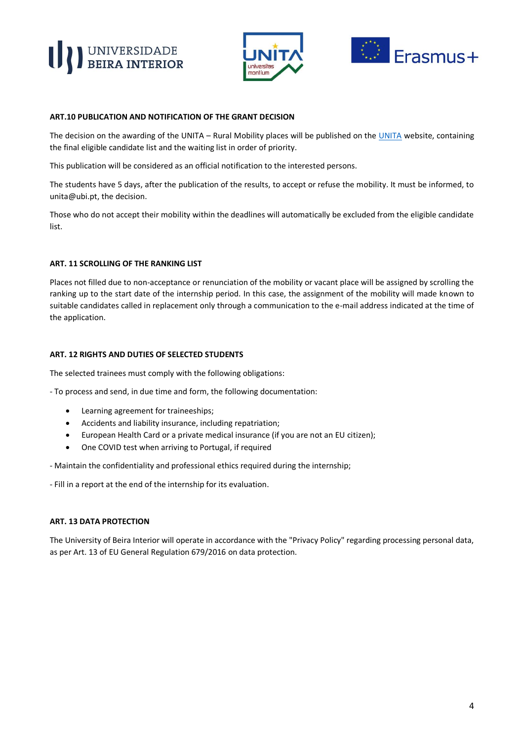**ART.10 PUBLICATION AND NOTIFICATION OF THE GRANT DECISION**

The decision on the awarding of the UNITA – Rural Mobility places will be published on the UNITA website, containing the final eligible candidate list and the waiting list in order of priority.

This publication will be considered as an official notification to the interested persons.

The students have 5 days, after the publication of the results, to accept or refuse the mobility. It must be informed, to unita@ubi.pt, the decision.

Those who do not accept their mobility within the deadlines will automatically be excluded from the eligible candidate list.

**ART. 11 SCROLLING OF THE RANKING LIST**

Places not filled due to non-acceptance or renunciation of the mobility or vacant place will be assigned by scrolling the ranking up to the start date of the internship period. In this case, the assignment of the mobility will made known to suitable candidates called in replacement only through a communication to the e-mail address indicated at the time of the application.

**ART. 12 RIGHTS AND DUTIES OF SELECTED STUDENTS**

The selected trainees must comply with the following obligations:

- To process and send, in due time and form, the following documentation:

  - Learning agreement for traineeships;
  - Accidents and liability insurance, including repatriation;
  - European Health Card or a private medical insurance (if you are not an EU citizen);
  - One COVID test when arriving to Portugal, if required

- Maintain the confidentiality and professional ethics required during the internship;

- Fill in a report at the end of the internship for its evaluation.

**ART. 13 DATA PROTECTION**

The University of Beira Interior will operate in accordance with the "Privacy Policy" regarding processing personal data, as per Art. 13 of EU General Regulation 679/2016 on data protection.